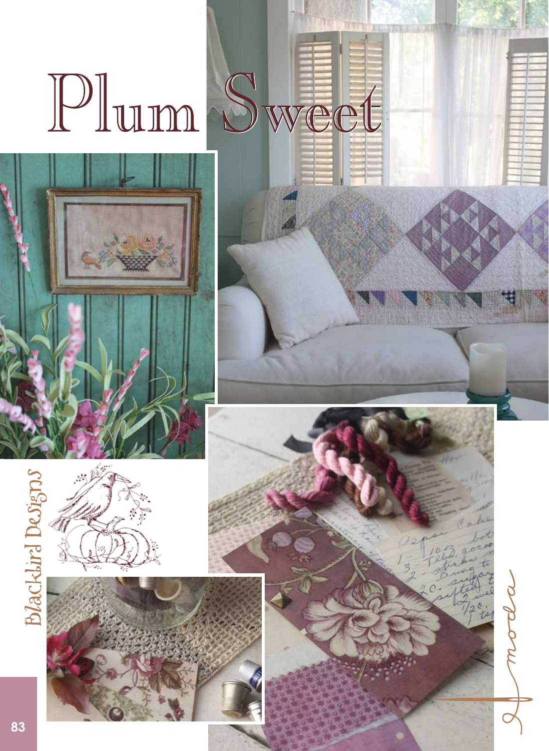# Plum Sweet

Blackbird Designs

moda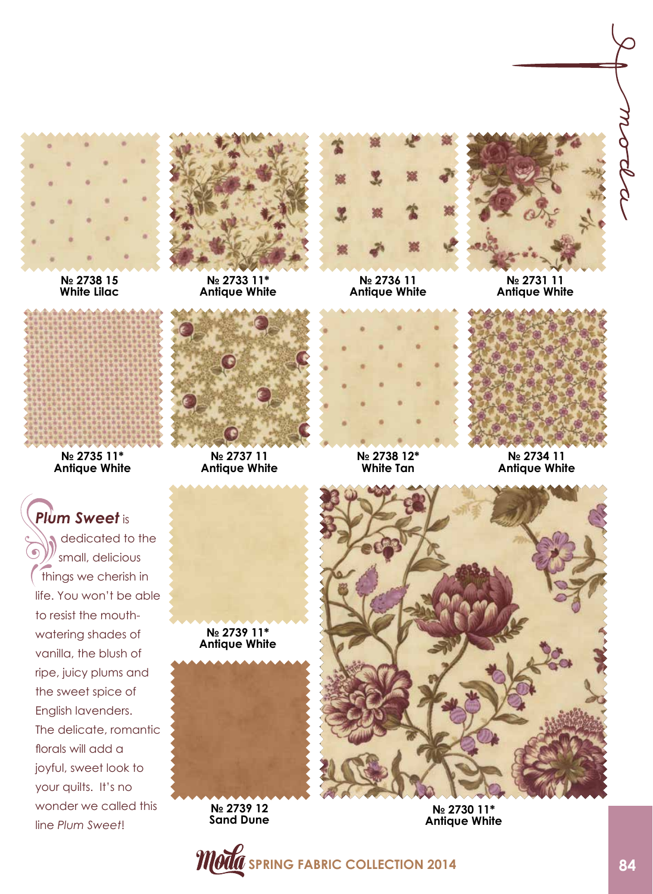№ 2738 15
White Lilac

№ 2733 11*
Antique White

№ 2736 11
Antique White

№ 2731 11
Antique White

№ 2735 11*
Antique White

№ 2737 11
Antique White

№ 2738 12*
White Tan

№ 2734 11
Antique White

***Plum Sweet*** is dedicated to the small, delicious things we cherish in life. You won't be able to resist the mouth-watering shades of vanilla, the blush of ripe, juicy plums and the sweet spice of English lavenders. The delicate, romantic florals will add a joyful, sweet look to your quilts. It's no wonder we called this line *Plum Sweet*!

№ 2739 11*
Antique White

№ 2739 12
Sand Dune

№ 2730 11*
Antique White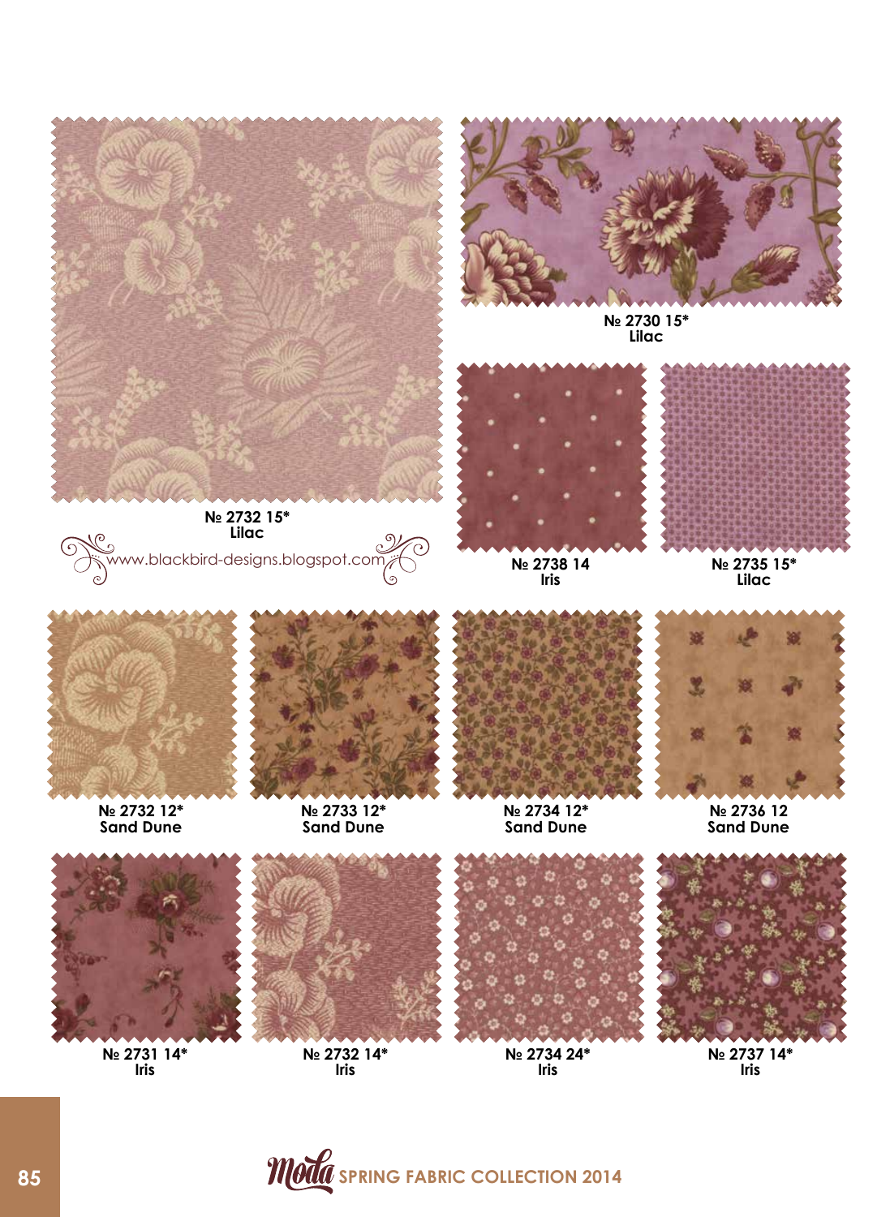№ 2732 15*
Lilac

www.blackbird-designs.blogspot.com

№ 2730 15*
Lilac

№ 2738 14
Iris

№ 2735 15*
Lilac

№ 2732 12*
Sand Dune

№ 2733 12*
Sand Dune

№ 2734 12*
Sand Dune

№ 2736 12
Sand Dune

№ 2731 14*
Iris

№ 2732 14*
Iris

№ 2734 24*
Iris

№ 2737 14*
Iris

Moda SPRING FABRIC COLLECTION 2014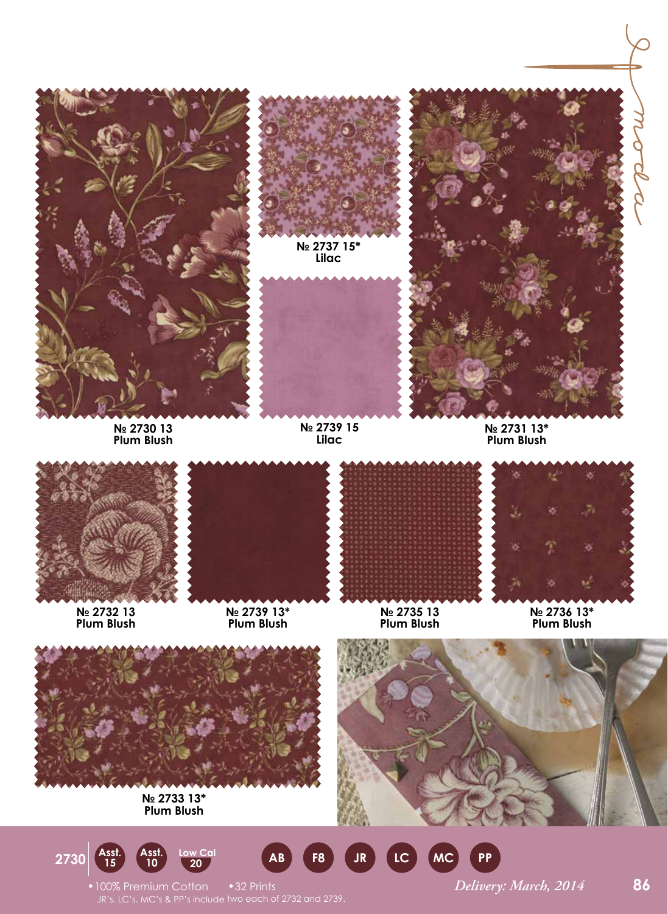№ 2730 13
Plum Blush

№ 2737 15*
Lilac

№ 2739 15
Lilac

№ 2731 13*
Plum Blush

№ 2732 13
Plum Blush

№ 2739 13*
Plum Blush

№ 2735 13
Plum Blush

№ 2736 13*
Plum Blush

№ 2733 13*
Plum Blush

2730 Asst. 15 Asst. 10 Low Cal 20 AB F8 JR LC MC PP

• 100% Premium Cotton • 32 Prints

JR's, LC's, MC's & PP's include two each of 2732 and 2739.

*Delivery: March, 2014*